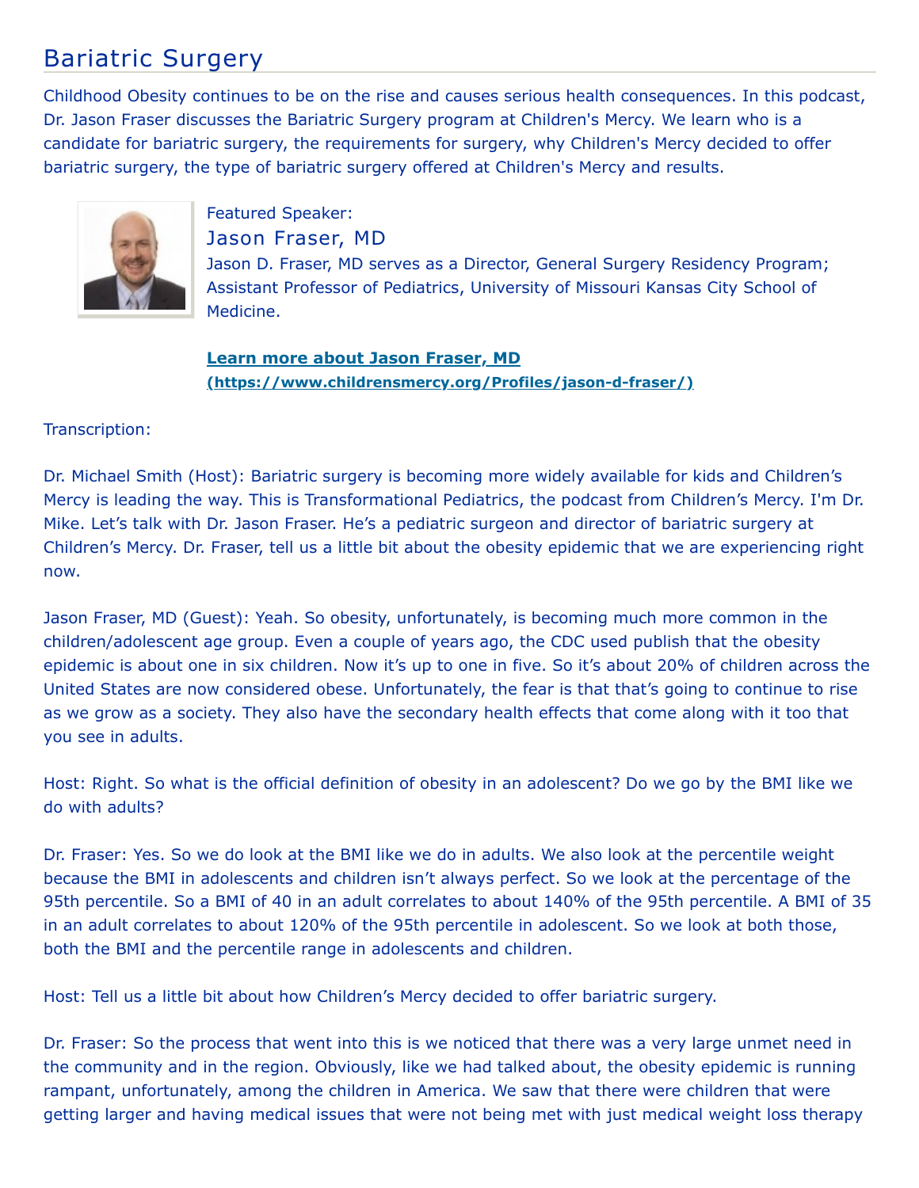# Bariatric Surgery

Childhood Obesity continues to be on the rise and causes serious health consequences. In this podcast, Dr. Jason Fraser discusses the Bariatric Surgery program at Children's Mercy. We learn who is a candidate for bariatric surgery, the requirements for surgery, why Children's Mercy decided to offer bariatric surgery, the type of bariatric surgery offered at Children's Mercy and results.

Featured Speaker:

## Jason Fraser, MD

Jason D. Fraser, MD serves as a Director, General Surgery Residency Program; Assistant Professor of Pediatrics, University of Missouri Kansas City School of Medicine.

**[Learn more about Jason Fraser, MD (https://www.childrensmercy.org/Profiles/jason-d-fraser/)](https://www.childrensmercy.org/Profiles/jason-d-fraser/)**

Transcription:

Dr. Michael Smith (Host): Bariatric surgery is becoming more widely available for kids and Children's Mercy is leading the way. This is Transformational Pediatrics, the podcast from Children's Mercy. I'm Dr. Mike. Let's talk with Dr. Jason Fraser. He's a pediatric surgeon and director of bariatric surgery at Children's Mercy. Dr. Fraser, tell us a little bit about the obesity epidemic that we are experiencing right now.

Jason Fraser, MD (Guest): Yeah. So obesity, unfortunately, is becoming much more common in the children/adolescent age group. Even a couple of years ago, the CDC used publish that the obesity epidemic is about one in six children. Now it's up to one in five. So it's about 20% of children across the United States are now considered obese. Unfortunately, the fear is that that's going to continue to rise as we grow as a society. They also have the secondary health effects that come along with it too that you see in adults.

Host: Right. So what is the official definition of obesity in an adolescent? Do we go by the BMI like we do with adults?

Dr. Fraser: Yes. So we do look at the BMI like we do in adults. We also look at the percentile weight because the BMI in adolescents and children isn't always perfect. So we look at the percentage of the 95th percentile. So a BMI of 40 in an adult correlates to about 140% of the 95th percentile. A BMI of 35 in an adult correlates to about 120% of the 95th percentile in adolescent. So we look at both those, both the BMI and the percentile range in adolescents and children.

Host: Tell us a little bit about how Children's Mercy decided to offer bariatric surgery.

Dr. Fraser: So the process that went into this is we noticed that there was a very large unmet need in the community and in the region. Obviously, like we had talked about, the obesity epidemic is running rampant, unfortunately, among the children in America. We saw that there were children that were getting larger and having medical issues that were not being met with just medical weight loss therapy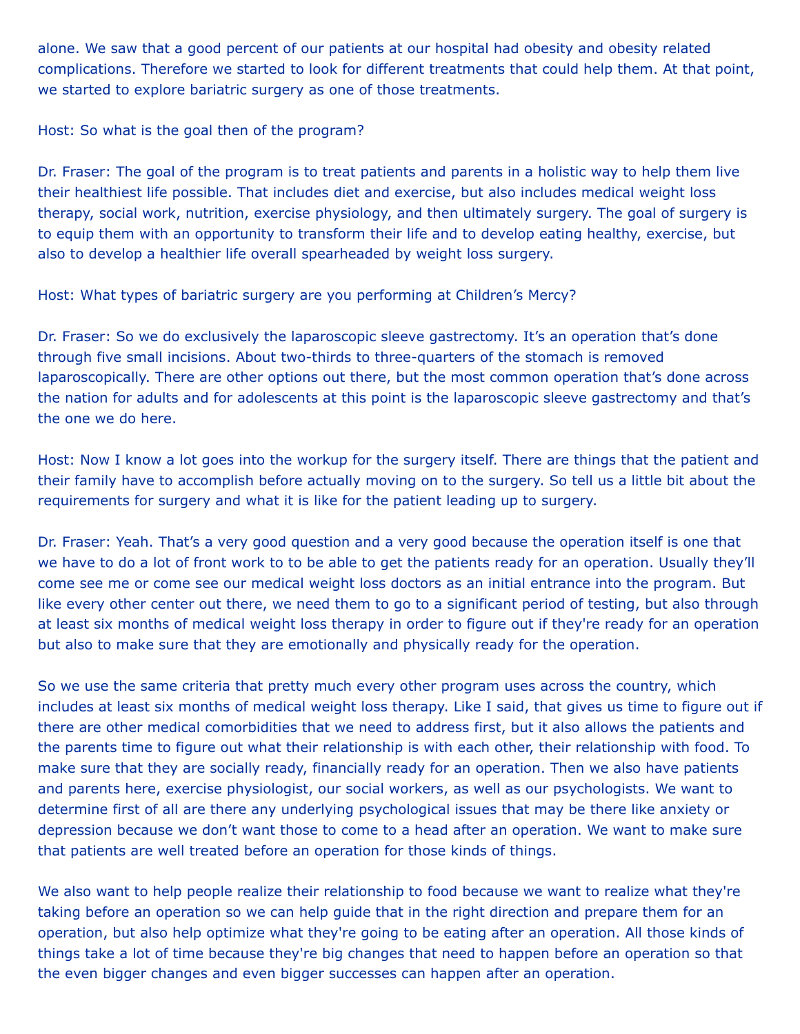alone. We saw that a good percent of our patients at our hospital had obesity and obesity related complications. Therefore we started to look for different treatments that could help them. At that point, we started to explore bariatric surgery as one of those treatments.

Host: So what is the goal then of the program?

Dr. Fraser: The goal of the program is to treat patients and parents in a holistic way to help them live their healthiest life possible. That includes diet and exercise, but also includes medical weight loss therapy, social work, nutrition, exercise physiology, and then ultimately surgery. The goal of surgery is to equip them with an opportunity to transform their life and to develop eating healthy, exercise, but also to develop a healthier life overall spearheaded by weight loss surgery.

Host: What types of bariatric surgery are you performing at Children's Mercy?

Dr. Fraser: So we do exclusively the laparoscopic sleeve gastrectomy. It's an operation that's done through five small incisions. About two-thirds to three-quarters of the stomach is removed laparoscopically. There are other options out there, but the most common operation that's done across the nation for adults and for adolescents at this point is the laparoscopic sleeve gastrectomy and that's the one we do here.

Host: Now I know a lot goes into the workup for the surgery itself. There are things that the patient and their family have to accomplish before actually moving on to the surgery. So tell us a little bit about the requirements for surgery and what it is like for the patient leading up to surgery.

Dr. Fraser: Yeah. That's a very good question and a very good because the operation itself is one that we have to do a lot of front work to to be able to get the patients ready for an operation. Usually they'll come see me or come see our medical weight loss doctors as an initial entrance into the program. But like every other center out there, we need them to go to a significant period of testing, but also through at least six months of medical weight loss therapy in order to figure out if they're ready for an operation but also to make sure that they are emotionally and physically ready for the operation.

So we use the same criteria that pretty much every other program uses across the country, which includes at least six months of medical weight loss therapy. Like I said, that gives us time to figure out if there are other medical comorbidities that we need to address first, but it also allows the patients and the parents time to figure out what their relationship is with each other, their relationship with food. To make sure that they are socially ready, financially ready for an operation. Then we also have patients and parents here, exercise physiologist, our social workers, as well as our psychologists. We want to determine first of all are there any underlying psychological issues that may be there like anxiety or depression because we don't want those to come to a head after an operation. We want to make sure that patients are well treated before an operation for those kinds of things.

We also want to help people realize their relationship to food because we want to realize what they're taking before an operation so we can help guide that in the right direction and prepare them for an operation, but also help optimize what they're going to be eating after an operation. All those kinds of things take a lot of time because they're big changes that need to happen before an operation so that the even bigger changes and even bigger successes can happen after an operation.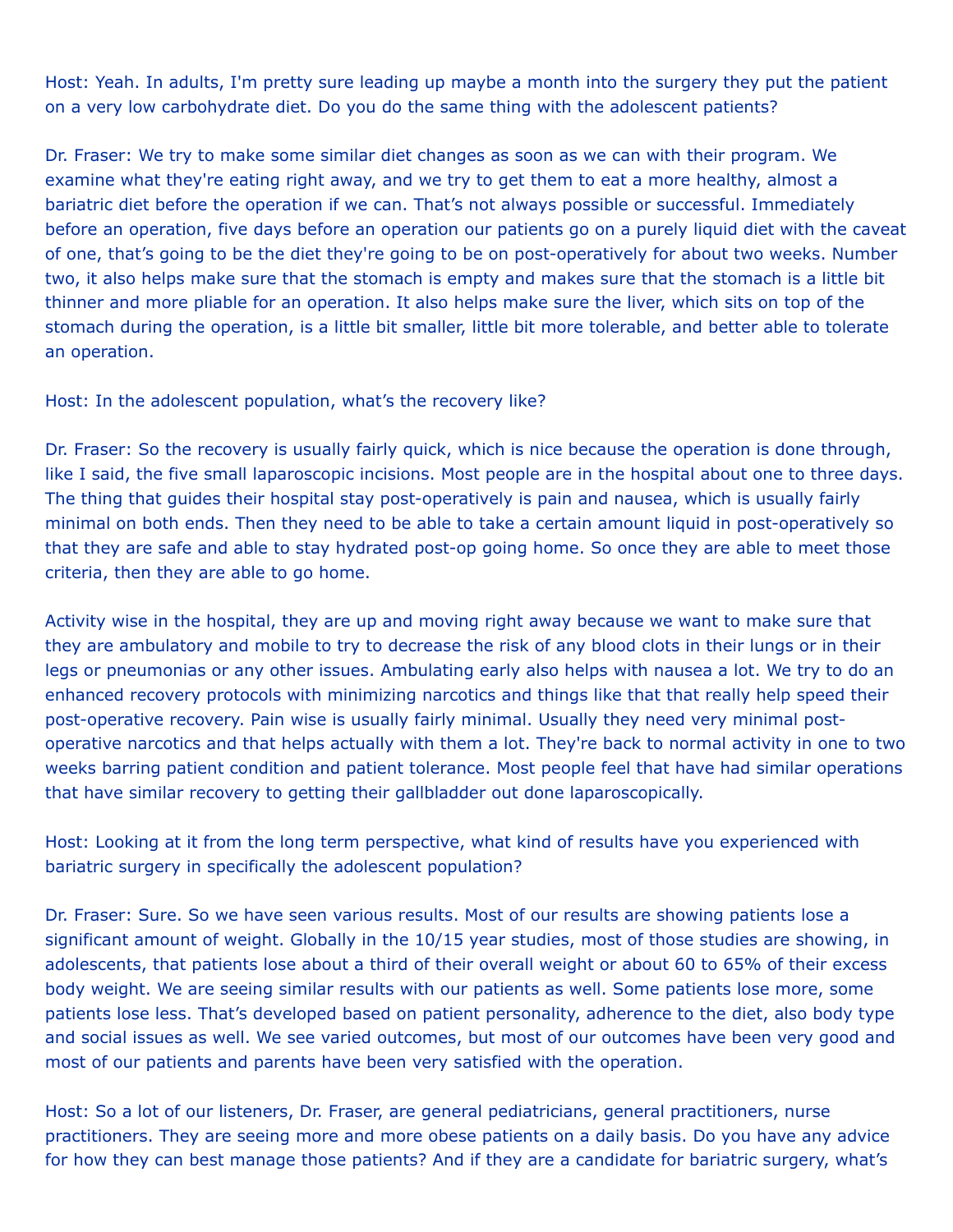Host: Yeah. In adults, I'm pretty sure leading up maybe a month into the surgery they put the patient on a very low carbohydrate diet. Do you do the same thing with the adolescent patients?

Dr. Fraser: We try to make some similar diet changes as soon as we can with their program. We examine what they're eating right away, and we try to get them to eat a more healthy, almost a bariatric diet before the operation if we can. That's not always possible or successful. Immediately before an operation, five days before an operation our patients go on a purely liquid diet with the caveat of one, that's going to be the diet they're going to be on post-operatively for about two weeks. Number two, it also helps make sure that the stomach is empty and makes sure that the stomach is a little bit thinner and more pliable for an operation. It also helps make sure the liver, which sits on top of the stomach during the operation, is a little bit smaller, little bit more tolerable, and better able to tolerate an operation.

Host: In the adolescent population, what's the recovery like?

Dr. Fraser: So the recovery is usually fairly quick, which is nice because the operation is done through, like I said, the five small laparoscopic incisions. Most people are in the hospital about one to three days. The thing that guides their hospital stay post-operatively is pain and nausea, which is usually fairly minimal on both ends. Then they need to be able to take a certain amount liquid in post-operatively so that they are safe and able to stay hydrated post-op going home. So once they are able to meet those criteria, then they are able to go home.

Activity wise in the hospital, they are up and moving right away because we want to make sure that they are ambulatory and mobile to try to decrease the risk of any blood clots in their lungs or in their legs or pneumonias or any other issues. Ambulating early also helps with nausea a lot. We try to do an enhanced recovery protocols with minimizing narcotics and things like that that really help speed their post-operative recovery. Pain wise is usually fairly minimal. Usually they need very minimal post-operative narcotics and that helps actually with them a lot. They're back to normal activity in one to two weeks barring patient condition and patient tolerance. Most people feel that have had similar operations that have similar recovery to getting their gallbladder out done laparoscopically.

Host: Looking at it from the long term perspective, what kind of results have you experienced with bariatric surgery in specifically the adolescent population?

Dr. Fraser: Sure. So we have seen various results. Most of our results are showing patients lose a significant amount of weight. Globally in the 10/15 year studies, most of those studies are showing, in adolescents, that patients lose about a third of their overall weight or about 60 to 65% of their excess body weight. We are seeing similar results with our patients as well. Some patients lose more, some patients lose less. That's developed based on patient personality, adherence to the diet, also body type and social issues as well. We see varied outcomes, but most of our outcomes have been very good and most of our patients and parents have been very satisfied with the operation.

Host: So a lot of our listeners, Dr. Fraser, are general pediatricians, general practitioners, nurse practitioners. They are seeing more and more obese patients on a daily basis. Do you have any advice for how they can best manage those patients? And if they are a candidate for bariatric surgery, what's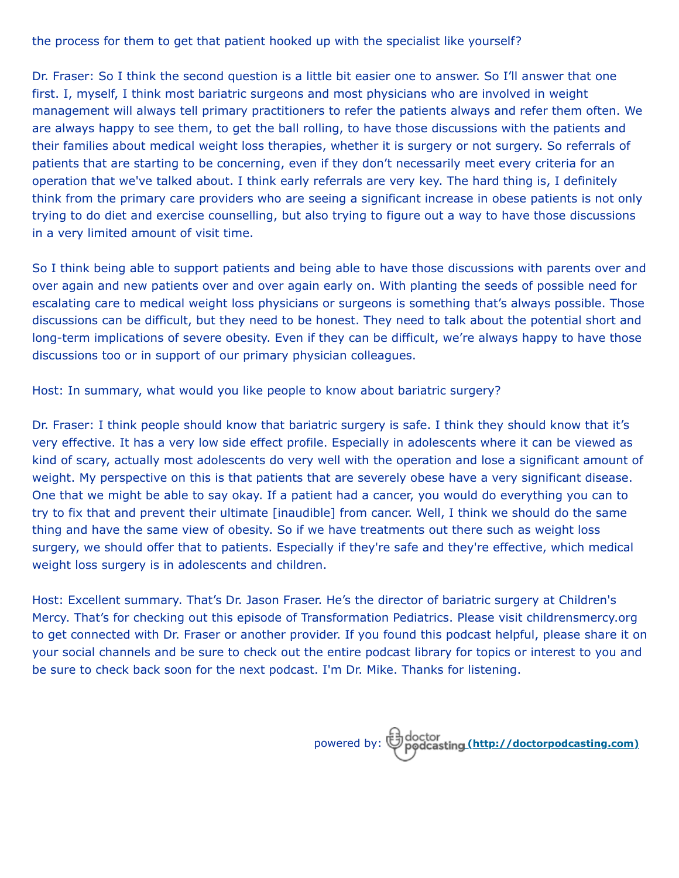the process for them to get that patient hooked up with the specialist like yourself?

Dr. Fraser: So I think the second question is a little bit easier one to answer. So I'll answer that one first. I, myself, I think most bariatric surgeons and most physicians who are involved in weight management will always tell primary practitioners to refer the patients always and refer them often. We are always happy to see them, to get the ball rolling, to have those discussions with the patients and their families about medical weight loss therapies, whether it is surgery or not surgery. So referrals of patients that are starting to be concerning, even if they don't necessarily meet every criteria for an operation that we've talked about. I think early referrals are very key. The hard thing is, I definitely think from the primary care providers who are seeing a significant increase in obese patients is not only trying to do diet and exercise counselling, but also trying to figure out a way to have those discussions in a very limited amount of visit time.

So I think being able to support patients and being able to have those discussions with parents over and over again and new patients over and over again early on. With planting the seeds of possible need for escalating care to medical weight loss physicians or surgeons is something that's always possible. Those discussions can be difficult, but they need to be honest. They need to talk about the potential short and long-term implications of severe obesity. Even if they can be difficult, we're always happy to have those discussions too or in support of our primary physician colleagues.

Host: In summary, what would you like people to know about bariatric surgery?

Dr. Fraser: I think people should know that bariatric surgery is safe. I think they should know that it's very effective. It has a very low side effect profile. Especially in adolescents where it can be viewed as kind of scary, actually most adolescents do very well with the operation and lose a significant amount of weight. My perspective on this is that patients that are severely obese have a very significant disease. One that we might be able to say okay. If a patient had a cancer, you would do everything you can to try to fix that and prevent their ultimate [inaudible] from cancer. Well, I think we should do the same thing and have the same view of obesity. So if we have treatments out there such as weight loss surgery, we should offer that to patients. Especially if they're safe and they're effective, which medical weight loss surgery is in adolescents and children.

Host: Excellent summary. That's Dr. Jason Fraser. He's the director of bariatric surgery at Children's Mercy. That's for checking out this episode of Transformation Pediatrics. Please visit childrensmercy.org to get connected with Dr. Fraser or another provider. If you found this podcast helpful, please share it on your social channels and be sure to check out the entire podcast library for topics or interest to you and be sure to check back soon for the next podcast. I'm Dr. Mike. Thanks for listening.

powered by: doctor podcasting (http://doctorpodcasting.com)